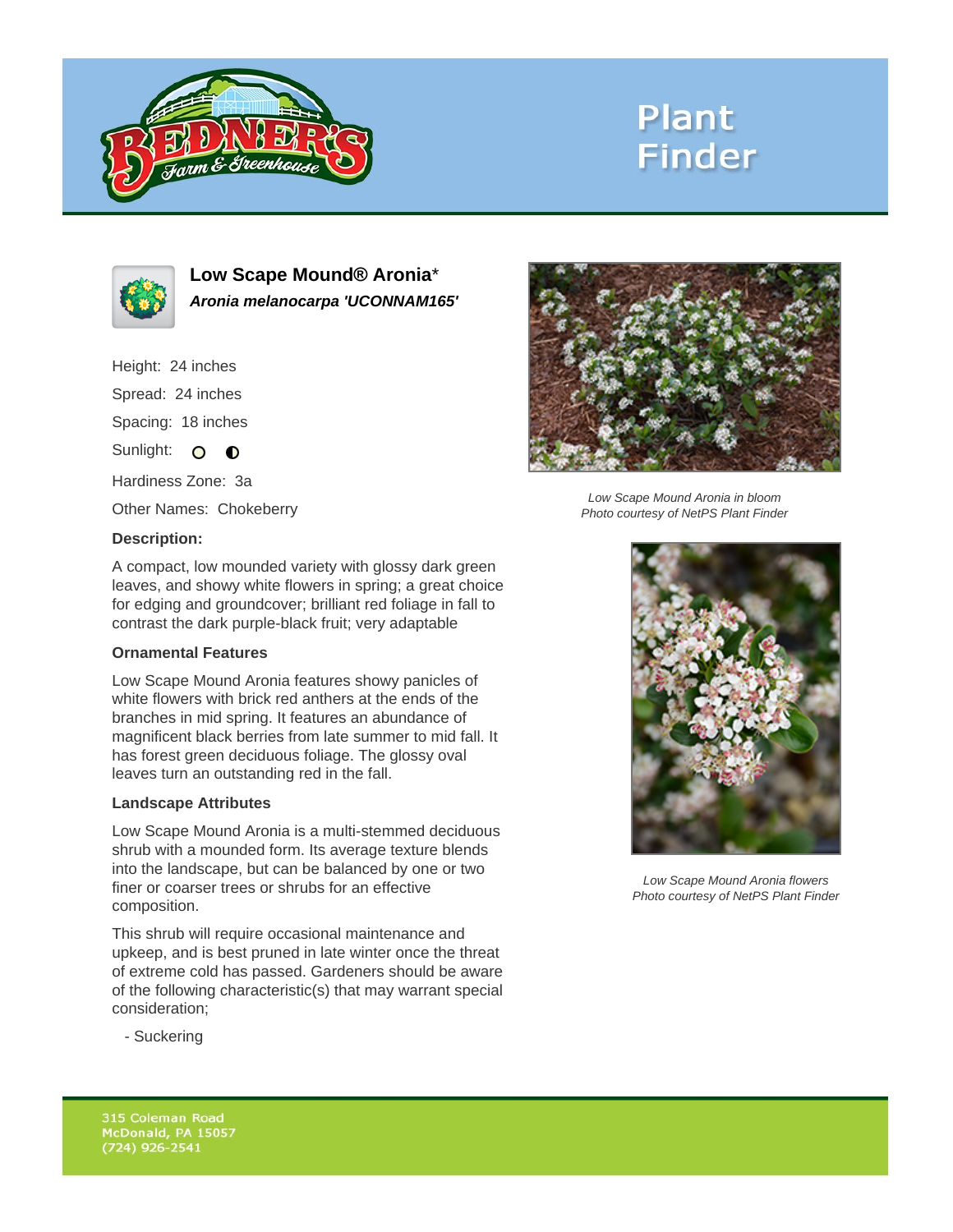Plant Finder

# Low Scape Mound® Aronia*

***Aronia melanocarpa 'UCONNAM165'***

Height: 24 inches

Spread: 24 inches

Spacing: 18 inches

Sunlight: ○ ◐

Hardiness Zone: 3a

Other Names: Chokeberry

### Description:

A compact, low mounded variety with glossy dark green leaves, and showy white flowers in spring; a great choice for edging and groundcover; brilliant red foliage in fall to contrast the dark purple-black fruit; very adaptable

### Ornamental Features

Low Scape Mound Aronia features showy panicles of white flowers with brick red anthers at the ends of the branches in mid spring. It features an abundance of magnificent black berries from late summer to mid fall. It has forest green deciduous foliage. The glossy oval leaves turn an outstanding red in the fall.

### Landscape Attributes

Low Scape Mound Aronia is a multi-stemmed deciduous shrub with a mounded form. Its average texture blends into the landscape, but can be balanced by one or two finer or coarser trees or shrubs for an effective composition.

This shrub will require occasional maintenance and upkeep, and is best pruned in late winter once the threat of extreme cold has passed. Gardeners should be aware of the following characteristic(s) that may warrant special consideration;

- Suckering

*Low Scape Mound Aronia in bloom*
*Photo courtesy of NetPS Plant Finder*

*Low Scape Mound Aronia flowers*
*Photo courtesy of NetPS Plant Finder*

315 Coleman Road
McDonald, PA 15057
(724) 926-2541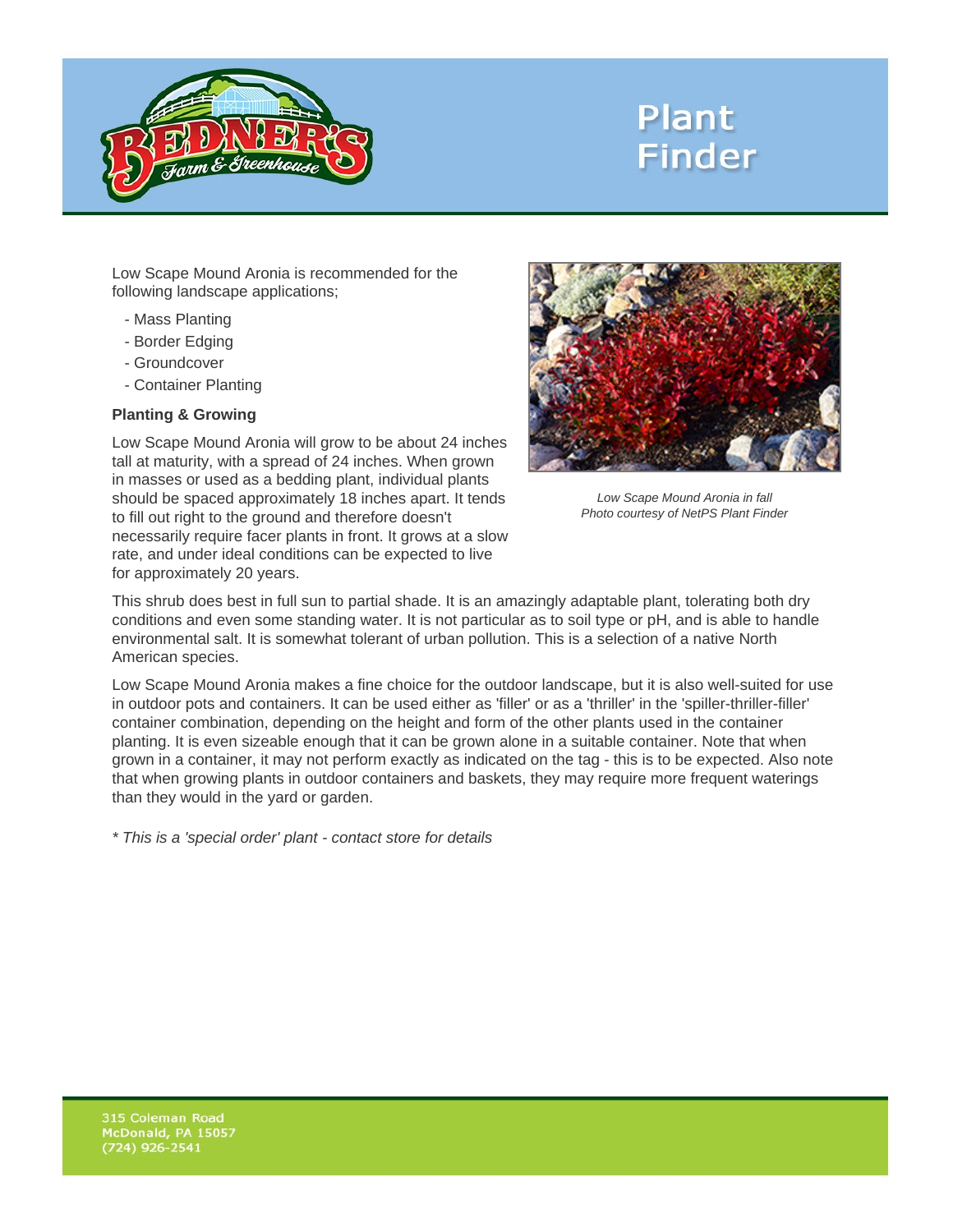Low Scape Mound Aronia is recommended for the following landscape applications;

- Mass Planting
- Border Edging
- Groundcover
- Container Planting

*Low Scape Mound Aronia in fall*
*Photo courtesy of NetPS Plant Finder*

**Planting & Growing**

Low Scape Mound Aronia will grow to be about 24 inches tall at maturity, with a spread of 24 inches. When grown in masses or used as a bedding plant, individual plants should be spaced approximately 18 inches apart. It tends to fill out right to the ground and therefore doesn't necessarily require facer plants in front. It grows at a slow rate, and under ideal conditions can be expected to live for approximately 20 years.

This shrub does best in full sun to partial shade. It is an amazingly adaptable plant, tolerating both dry conditions and even some standing water. It is not particular as to soil type or pH, and is able to handle environmental salt. It is somewhat tolerant of urban pollution. This is a selection of a native North American species.

Low Scape Mound Aronia makes a fine choice for the outdoor landscape, but it is also well-suited for use in outdoor pots and containers. It can be used either as 'filler' or as a 'thriller' in the 'spiller-thriller-filler' container combination, depending on the height and form of the other plants used in the container planting. It is even sizeable enough that it can be grown alone in a suitable container. Note that when grown in a container, it may not perform exactly as indicated on the tag - this is to be expected. Also note that when growing plants in outdoor containers and baskets, they may require more frequent waterings than they would in the yard or garden.

*\* This is a 'special order' plant - contact store for details*